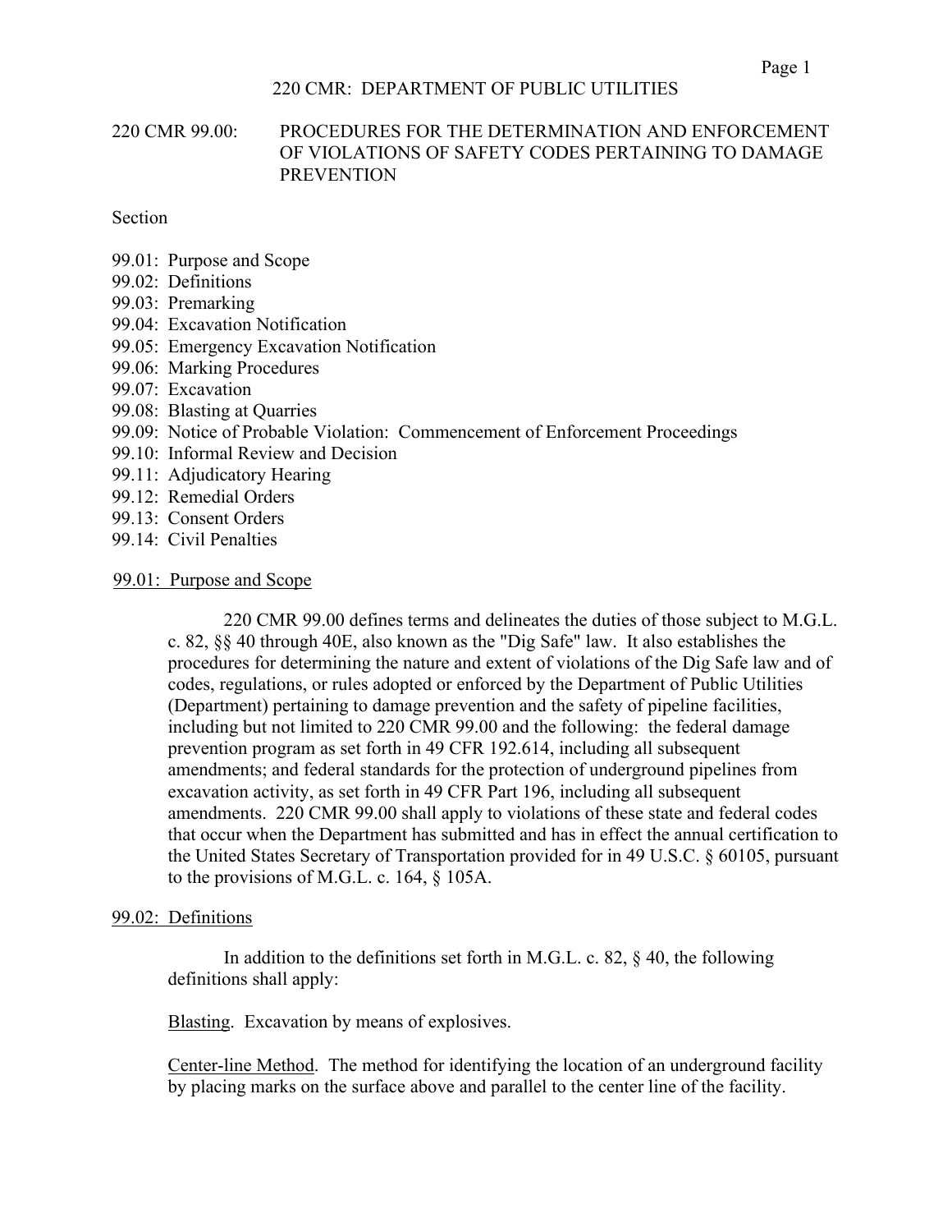# 220 CMR: DEPARTMENT OF PUBLIC UTILITIES

## 220 CMR 99.00: PROCEDURES FOR THE DETERMINATION AND ENFORCEMENT OF VIOLATIONS OF SAFETY CODES PERTAINING TO DAMAGE PREVENTION

Section

- 99.01: Purpose and Scope
- 99.02: Definitions
- 99.03: Premarking
- 99.04: Excavation Notification
- 99.05: Emergency Excavation Notification
- 99.06: Marking Procedures
- 99.07: Excavation
- 99.08: Blasting at Quarries
- 99.09: Notice of Probable Violation: Commencement of Enforcement Proceedings
- 99.10: Informal Review and Decision
- 99.11: Adjudicatory Hearing
- 99.12: Remedial Orders
- 99.13: Consent Orders
- 99.14: Civil Penalties

### 99.01: Purpose and Scope

220 CMR 99.00 defines terms and delineates the duties of those subject to M.G.L. c. 82, §§ 40 through 40E, also known as the "Dig Safe" law. It also establishes the procedures for determining the nature and extent of violations of the Dig Safe law and of codes, regulations, or rules adopted or enforced by the Department of Public Utilities (Department) pertaining to damage prevention and the safety of pipeline facilities, including but not limited to 220 CMR 99.00 and the following: the federal damage prevention program as set forth in 49 CFR 192.614, including all subsequent amendments; and federal standards for the protection of underground pipelines from excavation activity, as set forth in 49 CFR Part 196, including all subsequent amendments. 220 CMR 99.00 shall apply to violations of these state and federal codes that occur when the Department has submitted and has in effect the annual certification to the United States Secretary of Transportation provided for in 49 U.S.C. § 60105, pursuant to the provisions of M.G.L. c. 164, § 105A.

### 99.02: Definitions

In addition to the definitions set forth in M.G.L. c. 82, § 40, the following definitions shall apply:

<u>Blasting</u>. Excavation by means of explosives.

<u>Center-line Method</u>. The method for identifying the location of an underground facility by placing marks on the surface above and parallel to the center line of the facility.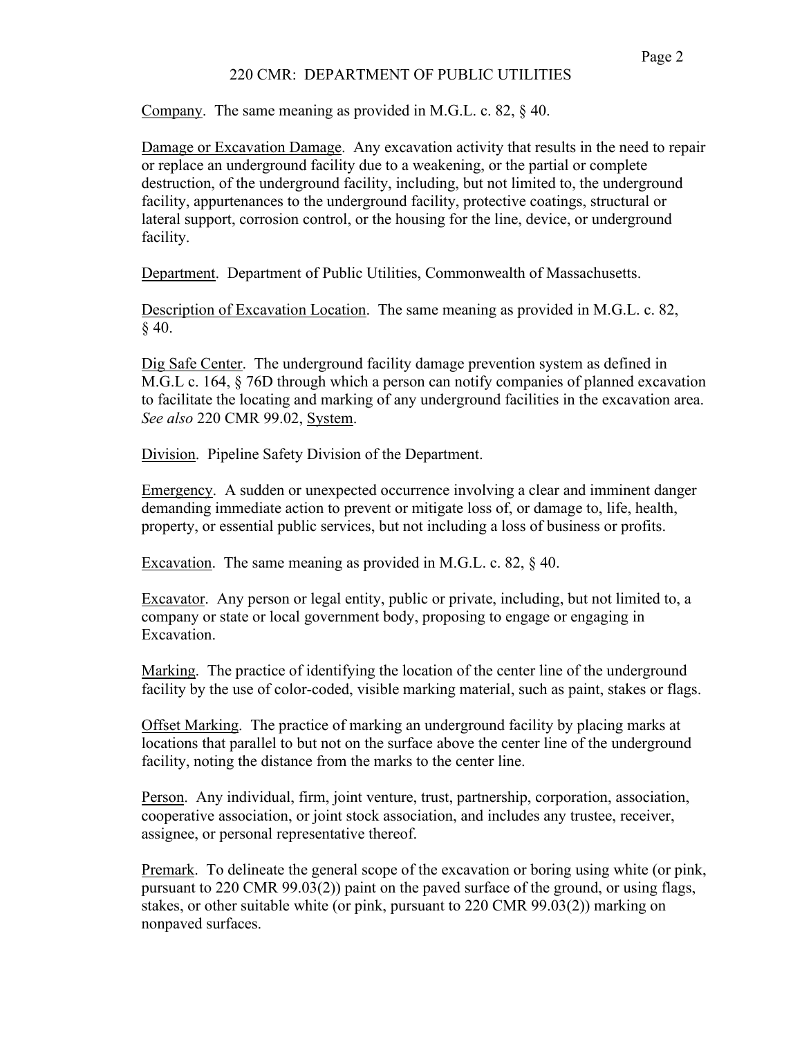Company. The same meaning as provided in M.G.L. c. 82, § 40.

Damage or Excavation Damage. Any excavation activity that results in the need to repair or replace an underground facility due to a weakening, or the partial or complete destruction, of the underground facility, including, but not limited to, the underground facility, appurtenances to the underground facility, protective coatings, structural or lateral support, corrosion control, or the housing for the line, device, or underground facility.

Department. Department of Public Utilities, Commonwealth of Massachusetts.

Description of Excavation Location. The same meaning as provided in M.G.L. c. 82, § 40.

Dig Safe Center. The underground facility damage prevention system as defined in M.G.L c. 164, § 76D through which a person can notify companies of planned excavation to facilitate the locating and marking of any underground facilities in the excavation area. *See also* 220 CMR 99.02, System.

Division. Pipeline Safety Division of the Department.

Emergency. A sudden or unexpected occurrence involving a clear and imminent danger demanding immediate action to prevent or mitigate loss of, or damage to, life, health, property, or essential public services, but not including a loss of business or profits.

Excavation. The same meaning as provided in M.G.L. c. 82, § 40.

Excavator. Any person or legal entity, public or private, including, but not limited to, a company or state or local government body, proposing to engage or engaging in Excavation.

Marking. The practice of identifying the location of the center line of the underground facility by the use of color-coded, visible marking material, such as paint, stakes or flags.

Offset Marking. The practice of marking an underground facility by placing marks at locations that parallel to but not on the surface above the center line of the underground facility, noting the distance from the marks to the center line.

Person. Any individual, firm, joint venture, trust, partnership, corporation, association, cooperative association, or joint stock association, and includes any trustee, receiver, assignee, or personal representative thereof.

Premark. To delineate the general scope of the excavation or boring using white (or pink, pursuant to 220 CMR 99.03(2)) paint on the paved surface of the ground, or using flags, stakes, or other suitable white (or pink, pursuant to 220 CMR 99.03(2)) marking on nonpaved surfaces.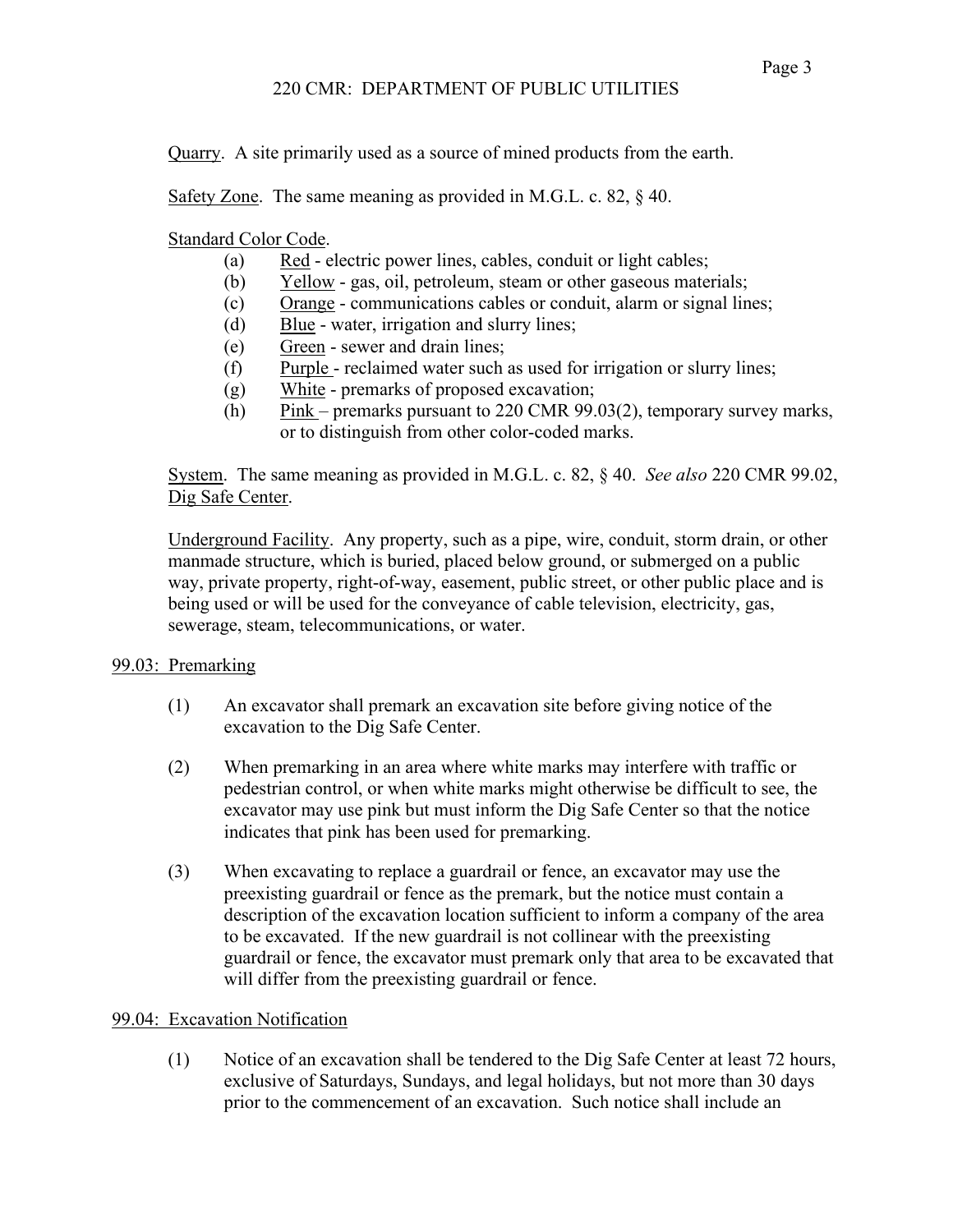Quarry. A site primarily used as a source of mined products from the earth.

Safety Zone. The same meaning as provided in M.G.L. c. 82, § 40.

Standard Color Code.

(a) Red - electric power lines, cables, conduit or light cables;
(b) Yellow - gas, oil, petroleum, steam or other gaseous materials;
(c) Orange - communications cables or conduit, alarm or signal lines;
(d) Blue - water, irrigation and slurry lines;
(e) Green - sewer and drain lines;
(f) Purple - reclaimed water such as used for irrigation or slurry lines;
(g) White - premarks of proposed excavation;
(h) Pink – premarks pursuant to 220 CMR 99.03(2), temporary survey marks, or to distinguish from other color-coded marks.

System. The same meaning as provided in M.G.L. c. 82, § 40. *See also* 220 CMR 99.02, Dig Safe Center.

Underground Facility. Any property, such as a pipe, wire, conduit, storm drain, or other manmade structure, which is buried, placed below ground, or submerged on a public way, private property, right-of-way, easement, public street, or other public place and is being used or will be used for the conveyance of cable television, electricity, gas, sewerage, steam, telecommunications, or water.

## 99.03: Premarking

(1) An excavator shall premark an excavation site before giving notice of the excavation to the Dig Safe Center.

(2) When premarking in an area where white marks may interfere with traffic or pedestrian control, or when white marks might otherwise be difficult to see, the excavator may use pink but must inform the Dig Safe Center so that the notice indicates that pink has been used for premarking.

(3) When excavating to replace a guardrail or fence, an excavator may use the preexisting guardrail or fence as the premark, but the notice must contain a description of the excavation location sufficient to inform a company of the area to be excavated. If the new guardrail is not collinear with the preexisting guardrail or fence, the excavator must premark only that area to be excavated that will differ from the preexisting guardrail or fence.

## 99.04: Excavation Notification

(1) Notice of an excavation shall be tendered to the Dig Safe Center at least 72 hours, exclusive of Saturdays, Sundays, and legal holidays, but not more than 30 days prior to the commencement of an excavation. Such notice shall include an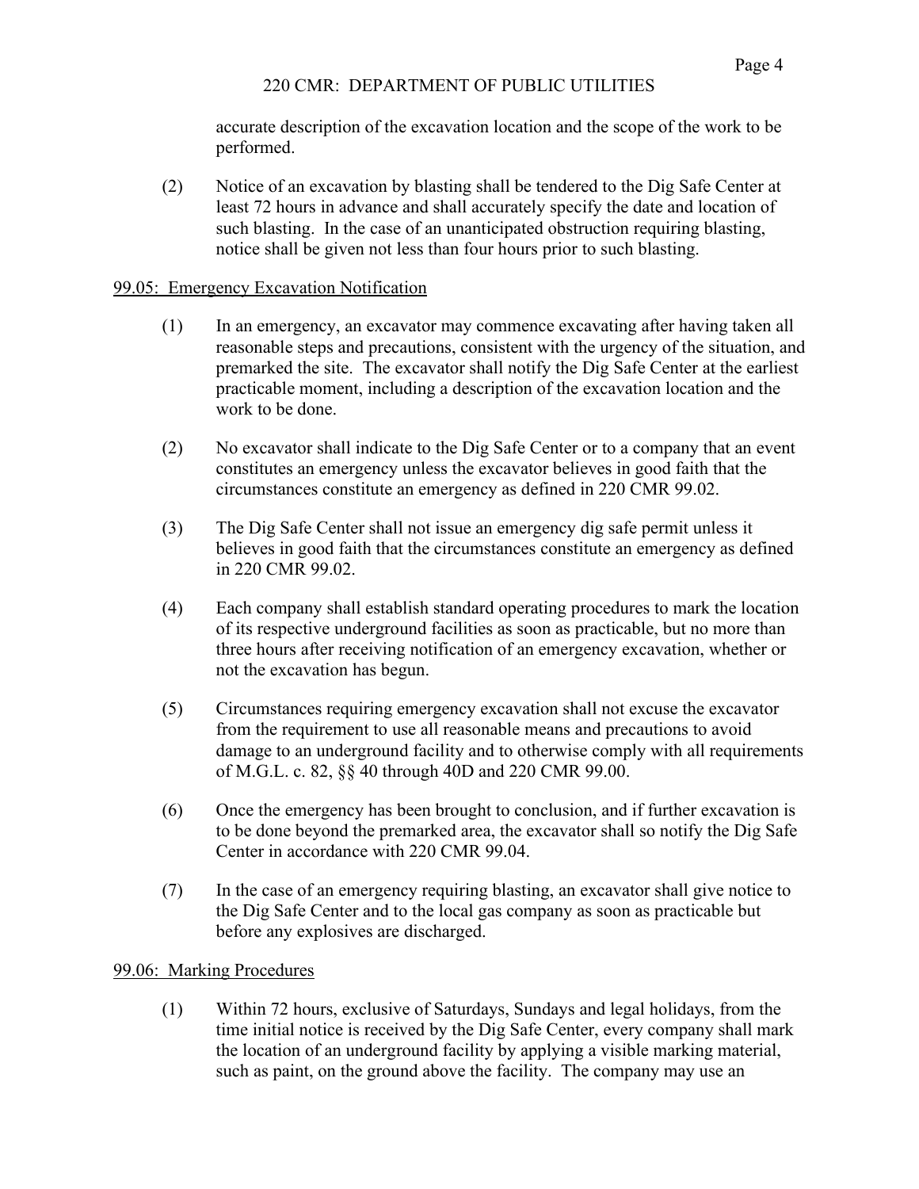accurate description of the excavation location and the scope of the work to be performed.

(2) Notice of an excavation by blasting shall be tendered to the Dig Safe Center at least 72 hours in advance and shall accurately specify the date and location of such blasting. In the case of an unanticipated obstruction requiring blasting, notice shall be given not less than four hours prior to such blasting.

99.05: Emergency Excavation Notification

(1) In an emergency, an excavator may commence excavating after having taken all reasonable steps and precautions, consistent with the urgency of the situation, and premarked the site. The excavator shall notify the Dig Safe Center at the earliest practicable moment, including a description of the excavation location and the work to be done.

(2) No excavator shall indicate to the Dig Safe Center or to a company that an event constitutes an emergency unless the excavator believes in good faith that the circumstances constitute an emergency as defined in 220 CMR 99.02.

(3) The Dig Safe Center shall not issue an emergency dig safe permit unless it believes in good faith that the circumstances constitute an emergency as defined in 220 CMR 99.02.

(4) Each company shall establish standard operating procedures to mark the location of its respective underground facilities as soon as practicable, but no more than three hours after receiving notification of an emergency excavation, whether or not the excavation has begun.

(5) Circumstances requiring emergency excavation shall not excuse the excavator from the requirement to use all reasonable means and precautions to avoid damage to an underground facility and to otherwise comply with all requirements of M.G.L. c. 82, §§ 40 through 40D and 220 CMR 99.00.

(6) Once the emergency has been brought to conclusion, and if further excavation is to be done beyond the premarked area, the excavator shall so notify the Dig Safe Center in accordance with 220 CMR 99.04.

(7) In the case of an emergency requiring blasting, an excavator shall give notice to the Dig Safe Center and to the local gas company as soon as practicable but before any explosives are discharged.

99.06: Marking Procedures

(1) Within 72 hours, exclusive of Saturdays, Sundays and legal holidays, from the time initial notice is received by the Dig Safe Center, every company shall mark the location of an underground facility by applying a visible marking material, such as paint, on the ground above the facility. The company may use an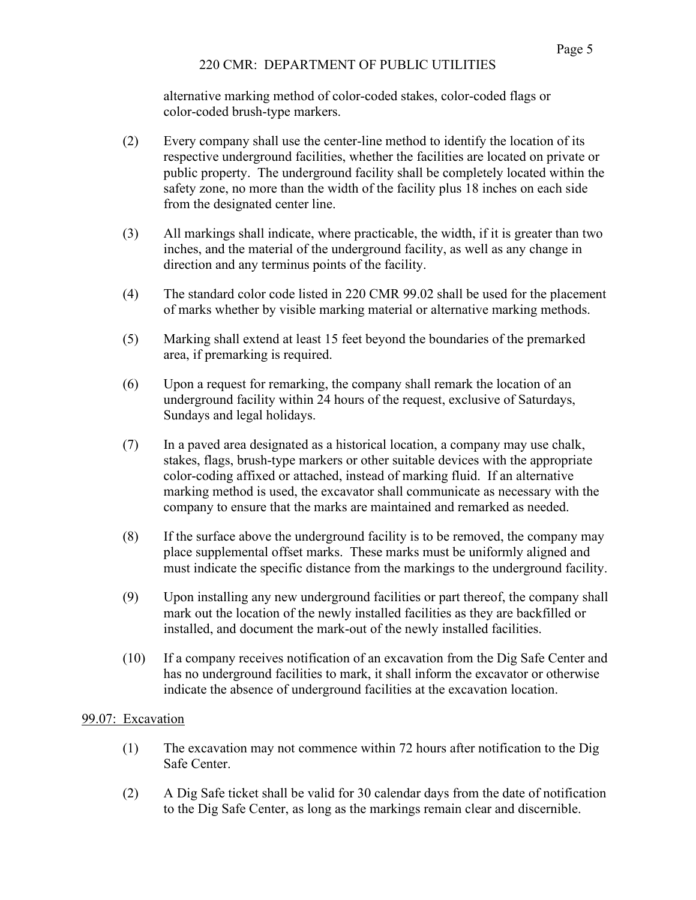alternative marking method of color-coded stakes, color-coded flags or color-coded brush-type markers.

(2) Every company shall use the center-line method to identify the location of its respective underground facilities, whether the facilities are located on private or public property. The underground facility shall be completely located within the safety zone, no more than the width of the facility plus 18 inches on each side from the designated center line.

(3) All markings shall indicate, where practicable, the width, if it is greater than two inches, and the material of the underground facility, as well as any change in direction and any terminus points of the facility.

(4) The standard color code listed in 220 CMR 99.02 shall be used for the placement of marks whether by visible marking material or alternative marking methods.

(5) Marking shall extend at least 15 feet beyond the boundaries of the premarked area, if premarking is required.

(6) Upon a request for remarking, the company shall remark the location of an underground facility within 24 hours of the request, exclusive of Saturdays, Sundays and legal holidays.

(7) In a paved area designated as a historical location, a company may use chalk, stakes, flags, brush-type markers or other suitable devices with the appropriate color-coding affixed or attached, instead of marking fluid. If an alternative marking method is used, the excavator shall communicate as necessary with the company to ensure that the marks are maintained and remarked as needed.

(8) If the surface above the underground facility is to be removed, the company may place supplemental offset marks. These marks must be uniformly aligned and must indicate the specific distance from the markings to the underground facility.

(9) Upon installing any new underground facilities or part thereof, the company shall mark out the location of the newly installed facilities as they are backfilled or installed, and document the mark-out of the newly installed facilities.

(10) If a company receives notification of an excavation from the Dig Safe Center and has no underground facilities to mark, it shall inform the excavator or otherwise indicate the absence of underground facilities at the excavation location.

## 99.07: Excavation

(1) The excavation may not commence within 72 hours after notification to the Dig Safe Center.

(2) A Dig Safe ticket shall be valid for 30 calendar days from the date of notification to the Dig Safe Center, as long as the markings remain clear and discernible.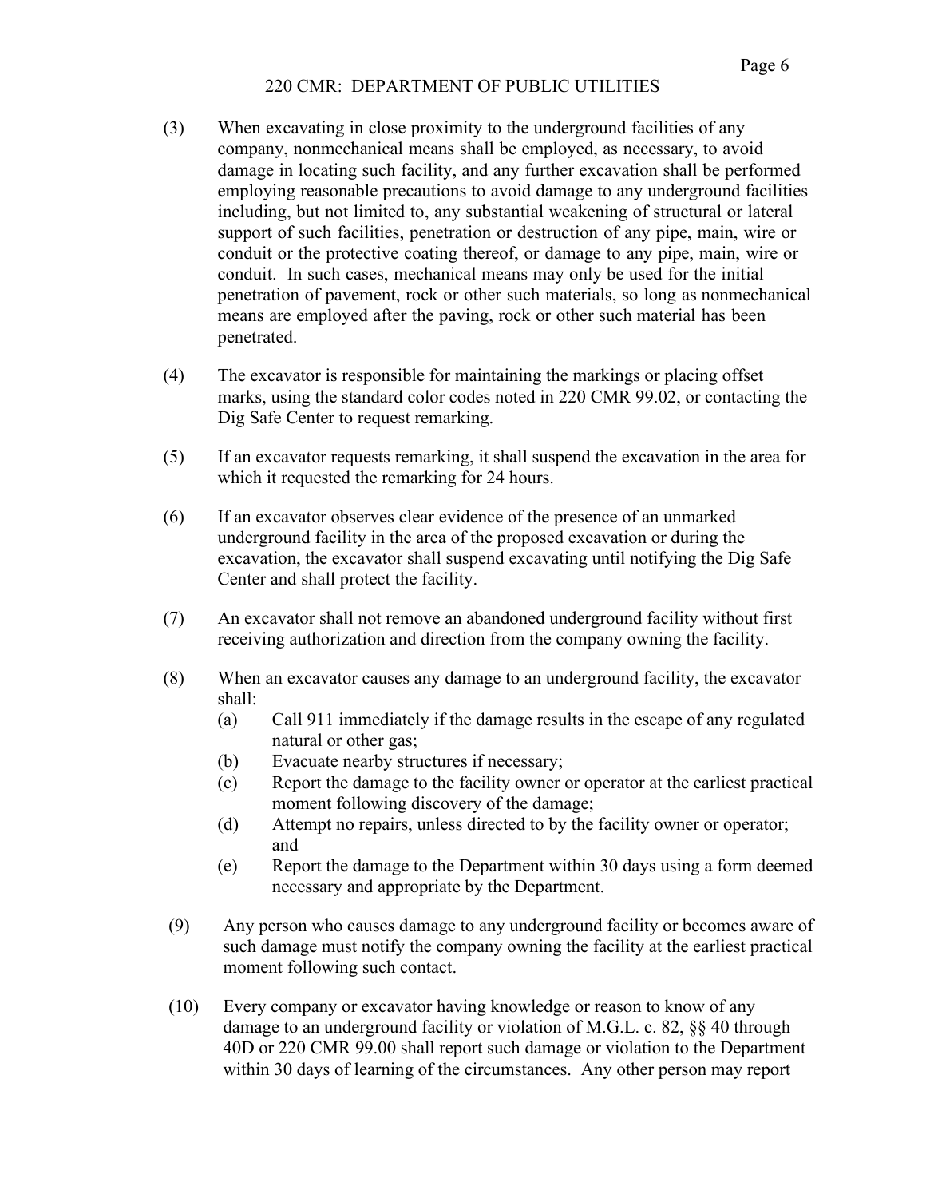(3) When excavating in close proximity to the underground facilities of any company, nonmechanical means shall be employed, as necessary, to avoid damage in locating such facility, and any further excavation shall be performed employing reasonable precautions to avoid damage to any underground facilities including, but not limited to, any substantial weakening of structural or lateral support of such facilities, penetration or destruction of any pipe, main, wire or conduit or the protective coating thereof, or damage to any pipe, main, wire or conduit. In such cases, mechanical means may only be used for the initial penetration of pavement, rock or other such materials, so long as nonmechanical means are employed after the paving, rock or other such material has been penetrated.

(4) The excavator is responsible for maintaining the markings or placing offset marks, using the standard color codes noted in 220 CMR 99.02, or contacting the Dig Safe Center to request remarking.

(5) If an excavator requests remarking, it shall suspend the excavation in the area for which it requested the remarking for 24 hours.

(6) If an excavator observes clear evidence of the presence of an unmarked underground facility in the area of the proposed excavation or during the excavation, the excavator shall suspend excavating until notifying the Dig Safe Center and shall protect the facility.

(7) An excavator shall not remove an abandoned underground facility without first receiving authorization and direction from the company owning the facility.

(8) When an excavator causes any damage to an underground facility, the excavator shall:

- (a) Call 911 immediately if the damage results in the escape of any regulated natural or other gas;
- (b) Evacuate nearby structures if necessary;
- (c) Report the damage to the facility owner or operator at the earliest practical moment following discovery of the damage;
- (d) Attempt no repairs, unless directed to by the facility owner or operator; and
- (e) Report the damage to the Department within 30 days using a form deemed necessary and appropriate by the Department.

(9) Any person who causes damage to any underground facility or becomes aware of such damage must notify the company owning the facility at the earliest practical moment following such contact.

(10) Every company or excavator having knowledge or reason to know of any damage to an underground facility or violation of M.G.L. c. 82, §§ 40 through 40D or 220 CMR 99.00 shall report such damage or violation to the Department within 30 days of learning of the circumstances. Any other person may report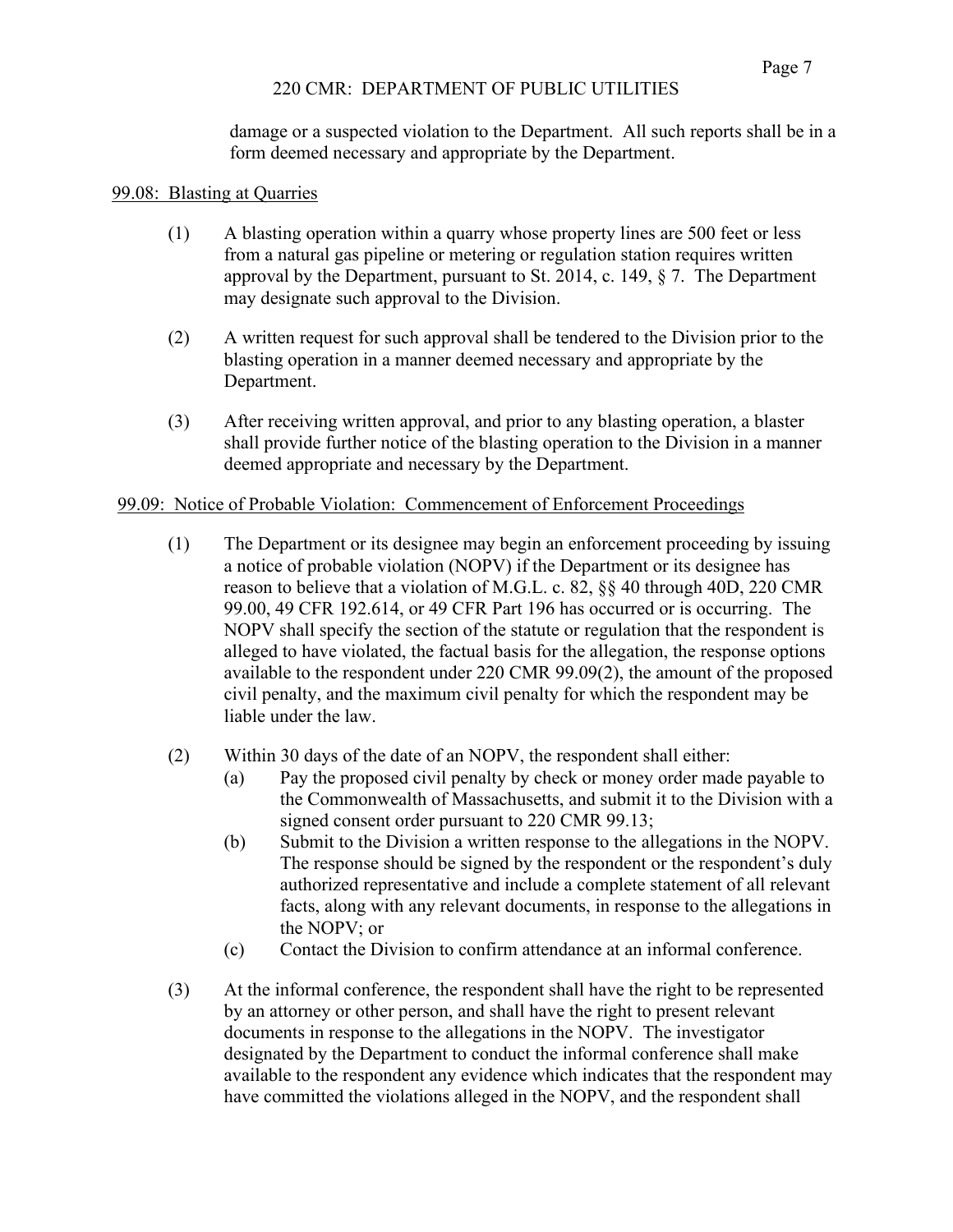damage or a suspected violation to the Department. All such reports shall be in a form deemed necessary and appropriate by the Department.

## 99.08: Blasting at Quarries

(1) A blasting operation within a quarry whose property lines are 500 feet or less from a natural gas pipeline or metering or regulation station requires written approval by the Department, pursuant to St. 2014, c. 149, § 7. The Department may designate such approval to the Division.

(2) A written request for such approval shall be tendered to the Division prior to the blasting operation in a manner deemed necessary and appropriate by the Department.

(3) After receiving written approval, and prior to any blasting operation, a blaster shall provide further notice of the blasting operation to the Division in a manner deemed appropriate and necessary by the Department.

## 99.09: Notice of Probable Violation: Commencement of Enforcement Proceedings

(1) The Department or its designee may begin an enforcement proceeding by issuing a notice of probable violation (NOPV) if the Department or its designee has reason to believe that a violation of M.G.L. c. 82, §§ 40 through 40D, 220 CMR 99.00, 49 CFR 192.614, or 49 CFR Part 196 has occurred or is occurring. The NOPV shall specify the section of the statute or regulation that the respondent is alleged to have violated, the factual basis for the allegation, the response options available to the respondent under 220 CMR 99.09(2), the amount of the proposed civil penalty, and the maximum civil penalty for which the respondent may be liable under the law.

(2) Within 30 days of the date of an NOPV, the respondent shall either:

(a) Pay the proposed civil penalty by check or money order made payable to the Commonwealth of Massachusetts, and submit it to the Division with a signed consent order pursuant to 220 CMR 99.13;

(b) Submit to the Division a written response to the allegations in the NOPV. The response should be signed by the respondent or the respondent's duly authorized representative and include a complete statement of all relevant facts, along with any relevant documents, in response to the allegations in the NOPV; or

(c) Contact the Division to confirm attendance at an informal conference.

(3) At the informal conference, the respondent shall have the right to be represented by an attorney or other person, and shall have the right to present relevant documents in response to the allegations in the NOPV. The investigator designated by the Department to conduct the informal conference shall make available to the respondent any evidence which indicates that the respondent may have committed the violations alleged in the NOPV, and the respondent shall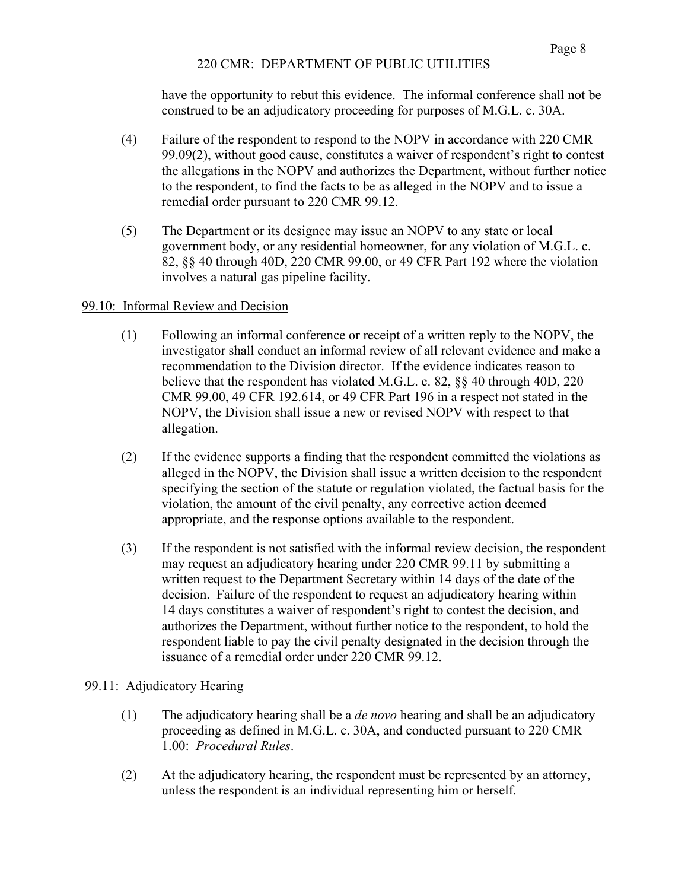have the opportunity to rebut this evidence. The informal conference shall not be construed to be an adjudicatory proceeding for purposes of M.G.L. c. 30A.

(4) Failure of the respondent to respond to the NOPV in accordance with 220 CMR 99.09(2), without good cause, constitutes a waiver of respondent's right to contest the allegations in the NOPV and authorizes the Department, without further notice to the respondent, to find the facts to be as alleged in the NOPV and to issue a remedial order pursuant to 220 CMR 99.12.

(5) The Department or its designee may issue an NOPV to any state or local government body, or any residential homeowner, for any violation of M.G.L. c. 82, §§ 40 through 40D, 220 CMR 99.00, or 49 CFR Part 192 where the violation involves a natural gas pipeline facility.

## 99.10: Informal Review and Decision

(1) Following an informal conference or receipt of a written reply to the NOPV, the investigator shall conduct an informal review of all relevant evidence and make a recommendation to the Division director. If the evidence indicates reason to believe that the respondent has violated M.G.L. c. 82, §§ 40 through 40D, 220 CMR 99.00, 49 CFR 192.614, or 49 CFR Part 196 in a respect not stated in the NOPV, the Division shall issue a new or revised NOPV with respect to that allegation.

(2) If the evidence supports a finding that the respondent committed the violations as alleged in the NOPV, the Division shall issue a written decision to the respondent specifying the section of the statute or regulation violated, the factual basis for the violation, the amount of the civil penalty, any corrective action deemed appropriate, and the response options available to the respondent.

(3) If the respondent is not satisfied with the informal review decision, the respondent may request an adjudicatory hearing under 220 CMR 99.11 by submitting a written request to the Department Secretary within 14 days of the date of the decision. Failure of the respondent to request an adjudicatory hearing within 14 days constitutes a waiver of respondent's right to contest the decision, and authorizes the Department, without further notice to the respondent, to hold the respondent liable to pay the civil penalty designated in the decision through the issuance of a remedial order under 220 CMR 99.12.

## 99.11: Adjudicatory Hearing

(1) The adjudicatory hearing shall be a *de novo* hearing and shall be an adjudicatory proceeding as defined in M.G.L. c. 30A, and conducted pursuant to 220 CMR 1.00: *Procedural Rules*.

(2) At the adjudicatory hearing, the respondent must be represented by an attorney, unless the respondent is an individual representing him or herself.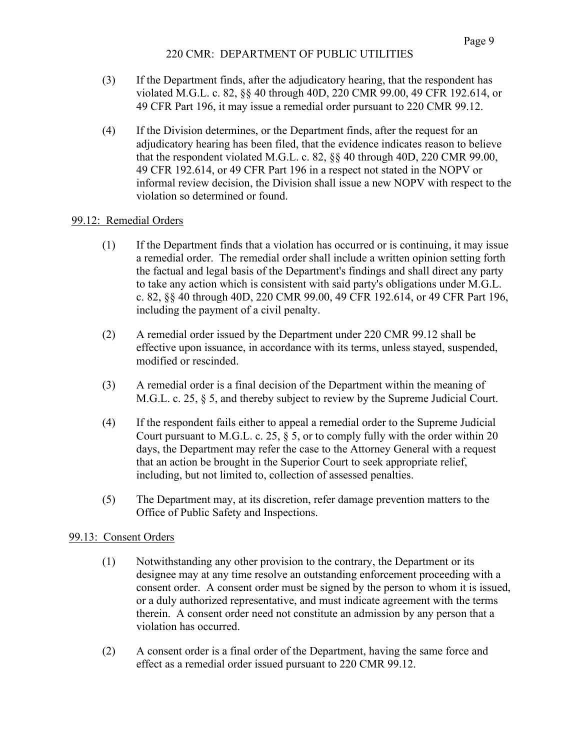(3) If the Department finds, after the adjudicatory hearing, that the respondent has violated M.G.L. c. 82, §§ 40 through 40D, 220 CMR 99.00, 49 CFR 192.614, or 49 CFR Part 196, it may issue a remedial order pursuant to 220 CMR 99.12.

(4) If the Division determines, or the Department finds, after the request for an adjudicatory hearing has been filed, that the evidence indicates reason to believe that the respondent violated M.G.L. c. 82, §§ 40 through 40D, 220 CMR 99.00, 49 CFR 192.614, or 49 CFR Part 196 in a respect not stated in the NOPV or informal review decision, the Division shall issue a new NOPV with respect to the violation so determined or found.

99.12: Remedial Orders

(1) If the Department finds that a violation has occurred or is continuing, it may issue a remedial order. The remedial order shall include a written opinion setting forth the factual and legal basis of the Department's findings and shall direct any party to take any action which is consistent with said party's obligations under M.G.L. c. 82, §§ 40 through 40D, 220 CMR 99.00, 49 CFR 192.614, or 49 CFR Part 196, including the payment of a civil penalty.

(2) A remedial order issued by the Department under 220 CMR 99.12 shall be effective upon issuance, in accordance with its terms, unless stayed, suspended, modified or rescinded.

(3) A remedial order is a final decision of the Department within the meaning of M.G.L. c. 25, § 5, and thereby subject to review by the Supreme Judicial Court.

(4) If the respondent fails either to appeal a remedial order to the Supreme Judicial Court pursuant to M.G.L. c. 25, § 5, or to comply fully with the order within 20 days, the Department may refer the case to the Attorney General with a request that an action be brought in the Superior Court to seek appropriate relief, including, but not limited to, collection of assessed penalties.

(5) The Department may, at its discretion, refer damage prevention matters to the Office of Public Safety and Inspections.

99.13: Consent Orders

(1) Notwithstanding any other provision to the contrary, the Department or its designee may at any time resolve an outstanding enforcement proceeding with a consent order. A consent order must be signed by the person to whom it is issued, or a duly authorized representative, and must indicate agreement with the terms therein. A consent order need not constitute an admission by any person that a violation has occurred.

(2) A consent order is a final order of the Department, having the same force and effect as a remedial order issued pursuant to 220 CMR 99.12.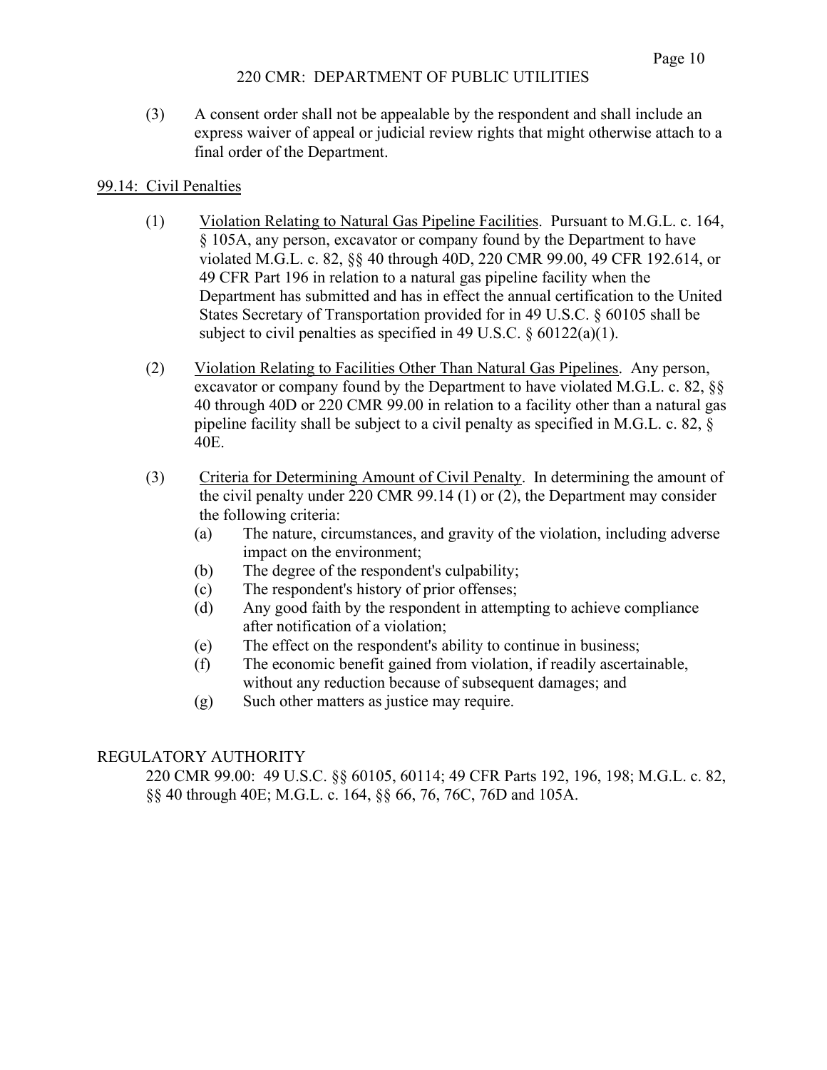(3) A consent order shall not be appealable by the respondent and shall include an express waiver of appeal or judicial review rights that might otherwise attach to a final order of the Department.

## 99.14: Civil Penalties

(1) Violation Relating to Natural Gas Pipeline Facilities. Pursuant to M.G.L. c. 164, § 105A, any person, excavator or company found by the Department to have violated M.G.L. c. 82, §§ 40 through 40D, 220 CMR 99.00, 49 CFR 192.614, or 49 CFR Part 196 in relation to a natural gas pipeline facility when the Department has submitted and has in effect the annual certification to the United States Secretary of Transportation provided for in 49 U.S.C. § 60105 shall be subject to civil penalties as specified in 49 U.S.C. § 60122(a)(1).

(2) Violation Relating to Facilities Other Than Natural Gas Pipelines. Any person, excavator or company found by the Department to have violated M.G.L. c. 82, §§ 40 through 40D or 220 CMR 99.00 in relation to a facility other than a natural gas pipeline facility shall be subject to a civil penalty as specified in M.G.L. c. 82, § 40E.

(3) Criteria for Determining Amount of Civil Penalty. In determining the amount of the civil penalty under 220 CMR 99.14 (1) or (2), the Department may consider the following criteria:

- (a) The nature, circumstances, and gravity of the violation, including adverse impact on the environment;
- (b) The degree of the respondent's culpability;
- (c) The respondent's history of prior offenses;
- (d) Any good faith by the respondent in attempting to achieve compliance after notification of a violation;
- (e) The effect on the respondent's ability to continue in business;
- (f) The economic benefit gained from violation, if readily ascertainable, without any reduction because of subsequent damages; and
- (g) Such other matters as justice may require.

REGULATORY AUTHORITY

220 CMR 99.00: 49 U.S.C. §§ 60105, 60114; 49 CFR Parts 192, 196, 198; M.G.L. c. 82, §§ 40 through 40E; M.G.L. c. 164, §§ 66, 76, 76C, 76D and 105A.